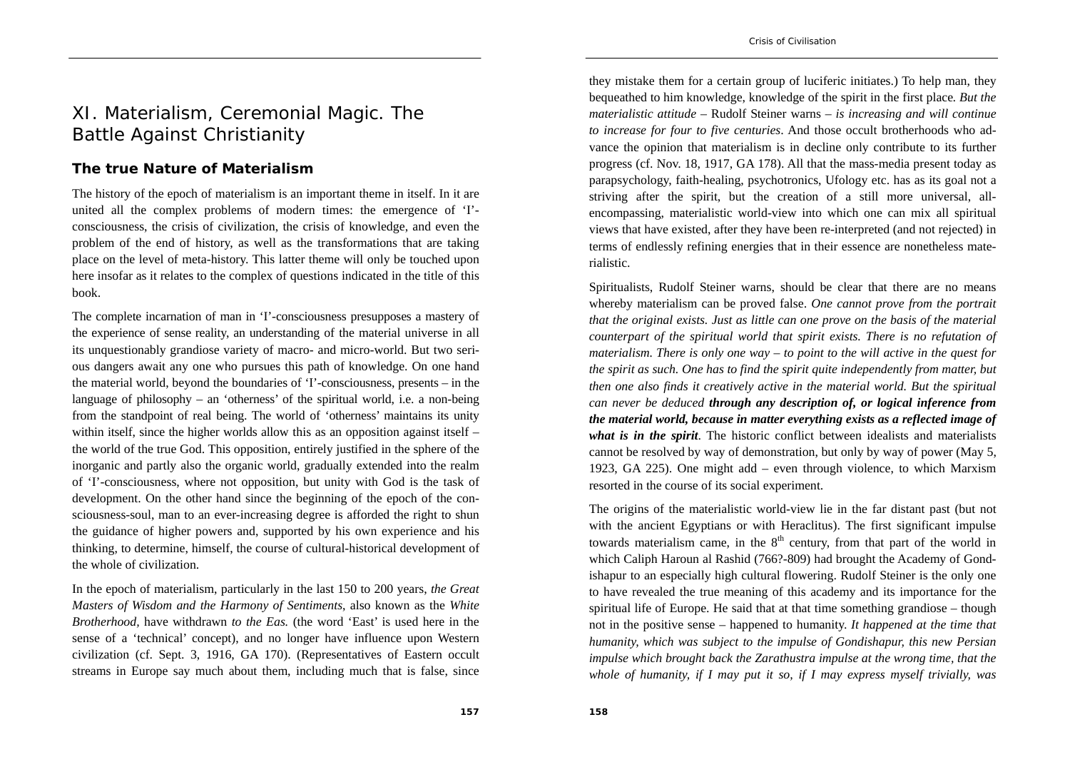# XI. Materialism, Ceremonial Magic. The Battle Against Christianity

## The true Nature of Materialism

The history of the epoch of materialism is an important theme in itself. In it are united all the complex problems of modern times: the emergence of 'I'-consciousness, the crisis of civilization, the crisis of knowledge, and even the problem of the end of history, as well as the transformations that are taking place on the level of meta-history. This latter theme will only be touched upon here insofar as it relates to the complex of questions indicated in the title of this book.

The complete incarnation of man in 'I'-consciousness presupposes a mastery of the experience of sense reality, an understanding of the material universe in all its unquestionably grandiose variety of macro- and micro-world. But two serious dangers await any one who pursues this path of knowledge. On one hand the material world, beyond the boundaries of 'I'-consciousness, presents – in the language of philosophy – an 'otherness' of the spiritual world, i.e. a non-being from the standpoint of real being. The world of 'otherness' maintains its unity within itself, since the higher worlds allow this as an opposition against itself – the world of the true God. This opposition, entirely justified in the sphere of the inorganic and partly also the organic world, gradually extended into the realm of 'I'-consciousness, where not opposition, but unity with God is the task of development. On the other hand since the beginning of the epoch of the consciousness-soul, man to an ever-increasing degree is afforded the right to shun the guidance of higher powers and, supported by his own experience and his thinking, to determine, himself, the course of cultural-historical development of the whole of civilization.

In the epoch of materialism, particularly in the last 150 to 200 years, *the Great Masters of Wisdom and the Harmony of Sentiments*, also known as the *White Brotherhood*, have withdrawn *to the Eas.* (the word 'East' is used here in the sense of a 'technical' concept), and no longer have influence upon Western civilization (cf. Sept. 3, 1916, GA 170). (Representatives of Eastern occult streams in Europe say much about them, including much that is false, since they mistake them for a certain group of luciferic initiates.) To help man, they bequeathed to him knowledge, knowledge of the spirit in the first place. *But the materialistic attitude* – Rudolf Steiner warns – *is increasing and will continue to increase for four to five centuries*. And those occult brotherhoods who advance the opinion that materialism is in decline only contribute to its further progress (cf. Nov. 18, 1917, GA 178). All that the mass-media present today as parapsychology, faith-healing, psychotronics, Ufology etc. has as its goal not a striving after the spirit, but the creation of a still more universal, all-encompassing, materialistic world-view into which one can mix all spiritual views that have existed, after they have been re-interpreted (and not rejected) in terms of endlessly refining energies that in their essence are nonetheless materialistic.

Spiritualists, Rudolf Steiner warns, should be clear that there are no means whereby materialism can be proved false. *One cannot prove from the portrait that the original exists. Just as little can one prove on the basis of the material counterpart of the spiritual world that spirit exists. There is no refutation of materialism. There is only one way – to point to the will active in the quest for the spirit as such. One has to find the spirit quite independently from matter, but then one also finds it creatively active in the material world. But the spiritual can never be deduced* ***through any description of, or logical inference from the material world, because in matter everything exists as a reflected image of what is in the spirit***. The historic conflict between idealists and materialists cannot be resolved by way of demonstration, but only by way of power (May 5, 1923, GA 225). One might add – even through violence, to which Marxism resorted in the course of its social experiment.

The origins of the materialistic world-view lie in the far distant past (but not with the ancient Egyptians or with Heraclitus). The first significant impulse towards materialism came, in the 8th century, from that part of the world in which Caliph Haroun al Rashid (766?-809) had brought the Academy of Gondishapur to an especially high cultural flowering. Rudolf Steiner is the only one to have revealed the true meaning of this academy and its importance for the spiritual life of Europe. He said that at that time something grandiose – though not in the positive sense – happened to humanity. *It happened at the time that humanity, which was subject to the impulse of Gondishapur, this new Persian impulse which brought back the Zarathustra impulse at the wrong time, that the whole of humanity, if I may put it so, if I may express myself trivially, was*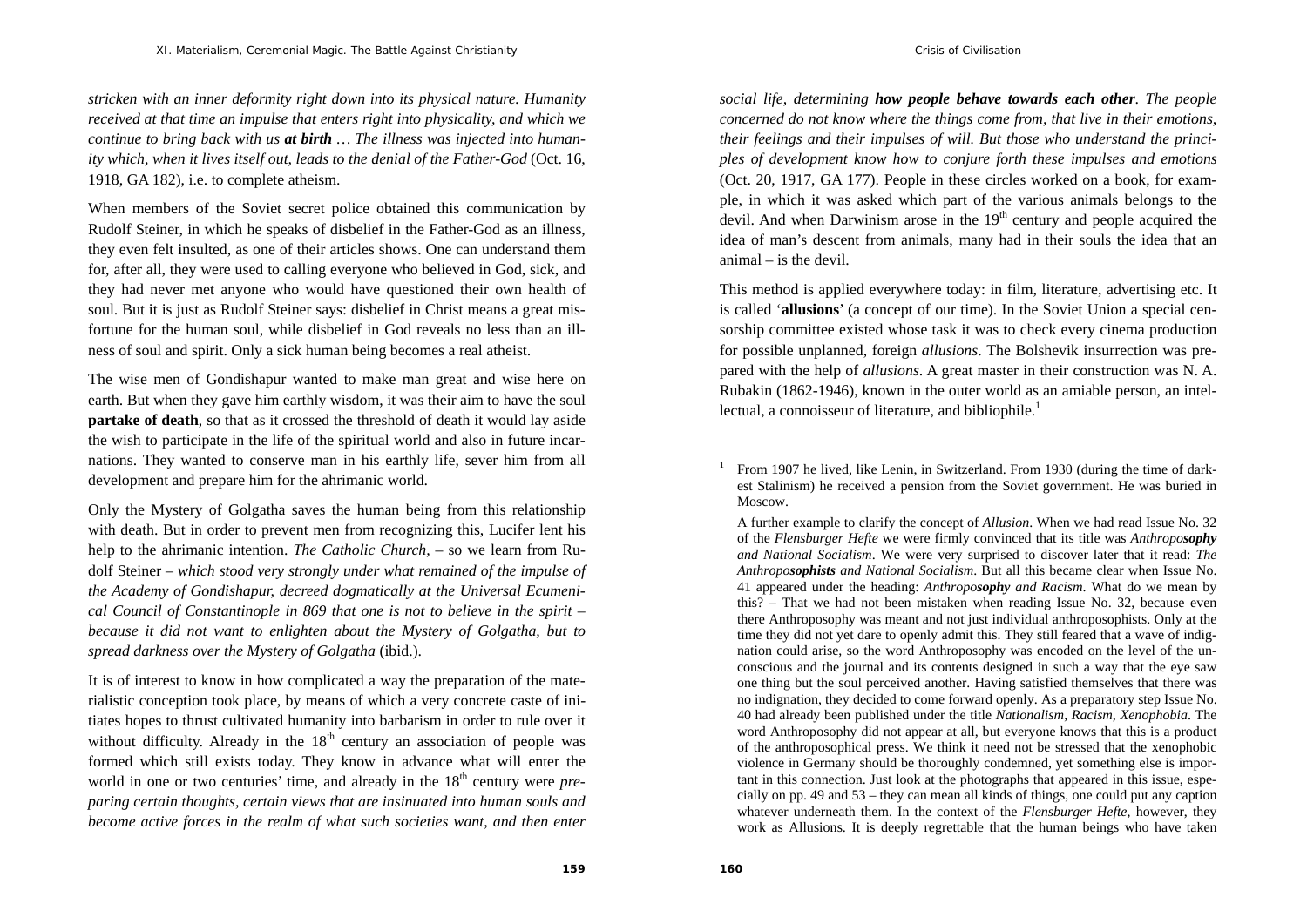*stricken with an inner deformity right down into its physical nature. Humanity received at that time an impulse that enters right into physicality, and which we continue to bring back with us* ***at birth*** *… The illness was injected into humanity which, when it lives itself out, leads to the denial of the Father-God* (Oct. 16, 1918, GA 182), i.e. to complete atheism.

When members of the Soviet secret police obtained this communication by Rudolf Steiner, in which he speaks of disbelief in the Father-God as an illness, they even felt insulted, as one of their articles shows. One can understand them for, after all, they were used to calling everyone who believed in God, sick, and they had never met anyone who would have questioned their own health of soul. But it is just as Rudolf Steiner says: disbelief in Christ means a great misfortune for the human soul, while disbelief in God reveals no less than an illness of soul and spirit. Only a sick human being becomes a real atheist.

The wise men of Gondishapur wanted to make man great and wise here on earth. But when they gave him earthly wisdom, it was their aim to have the soul **partake of death**, so that as it crossed the threshold of death it would lay aside the wish to participate in the life of the spiritual world and also in future incarnations. They wanted to conserve man in his earthly life, sever him from all development and prepare him for the ahrimanic world.

Only the Mystery of Golgatha saves the human being from this relationship with death. But in order to prevent men from recognizing this, Lucifer lent his help to the ahrimanic intention. *The Catholic Church,* – so we learn from Rudolf Steiner – *which stood very strongly under what remained of the impulse of the Academy of Gondishapur, decreed dogmatically at the Universal Ecumenical Council of Constantinople in 869 that one is not to believe in the spirit – because it did not want to enlighten about the Mystery of Golgatha, but to spread darkness over the Mystery of Golgatha* (ibid.).

It is of interest to know in how complicated a way the preparation of the materialistic conception took place, by means of which a very concrete caste of initiates hopes to thrust cultivated humanity into barbarism in order to rule over it without difficulty. Already in the 18th century an association of people was formed which still exists today. They know in advance what will enter the world in one or two centuries' time, and already in the 18th century were *preparing certain thoughts, certain views that are insinuated into human souls and become active forces in the realm of what such societies want, and then enter social life, determining* ***how people behave towards each other****. The people concerned do not know where the things come from, that live in their emotions, their feelings and their impulses of will. But those who understand the principles of development know how to conjure forth these impulses and emotions* (Oct. 20, 1917, GA 177). People in these circles worked on a book, for example, in which it was asked which part of the various animals belongs to the devil. And when Darwinism arose in the 19th century and people acquired the idea of man's descent from animals, many had in their souls the idea that an animal – is the devil.

This method is applied everywhere today: in film, literature, advertising etc. It is called '**allusions**' (a concept of our time). In the Soviet Union a special censorship committee existed whose task it was to check every cinema production for possible unplanned, foreign *allusions*. The Bolshevik insurrection was prepared with the help of *allusions*. A great master in their construction was N. A. Rubakin (1862-1946), known in the outer world as an amiable person, an intellectual, a connoisseur of literature, and bibliophile.[1]

---

[1] From 1907 he lived, like Lenin, in Switzerland. From 1930 (during the time of darkest Stalinism) he received a pension from the Soviet government. He was buried in Moscow.

A further example to clarify the concept of *Allusion*. When we had read Issue No. 32 of the *Flensburger Hefte* we were firmly convinced that its title was *Anthropo**sophy** and National Socialism*. We were very surprised to discover later that it read: *The Anthropo**sophists** and National Socialism*. But all this became clear when Issue No. 41 appeared under the heading: *Anthropo**sophy** and Racism*. What do we mean by this? – That we had not been mistaken when reading Issue No. 32, because even there Anthroposophy was meant and not just individual anthroposophists. Only at the time they did not yet dare to openly admit this. They still feared that a wave of indignation could arise, so the word Anthroposophy was encoded on the level of the unconscious and the journal and its contents designed in such a way that the eye saw one thing but the soul perceived another. Having satisfied themselves that there was no indignation, they decided to come forward openly. As a preparatory step Issue No. 40 had already been published under the title *Nationalism, Racism, Xenophobia*. The word Anthroposophy did not appear at all, but everyone knows that this is a product of the anthroposophical press. We think it need not be stressed that the xenophobic violence in Germany should be thoroughly condemned, yet something else is important in this connection. Just look at the photographs that appeared in this issue, especially on pp. 49 and 53 – they can mean all kinds of things, one could put any caption whatever underneath them. In the context of the *Flensburger Hefte*, however, they work as Allusions. It is deeply regrettable that the human beings who have taken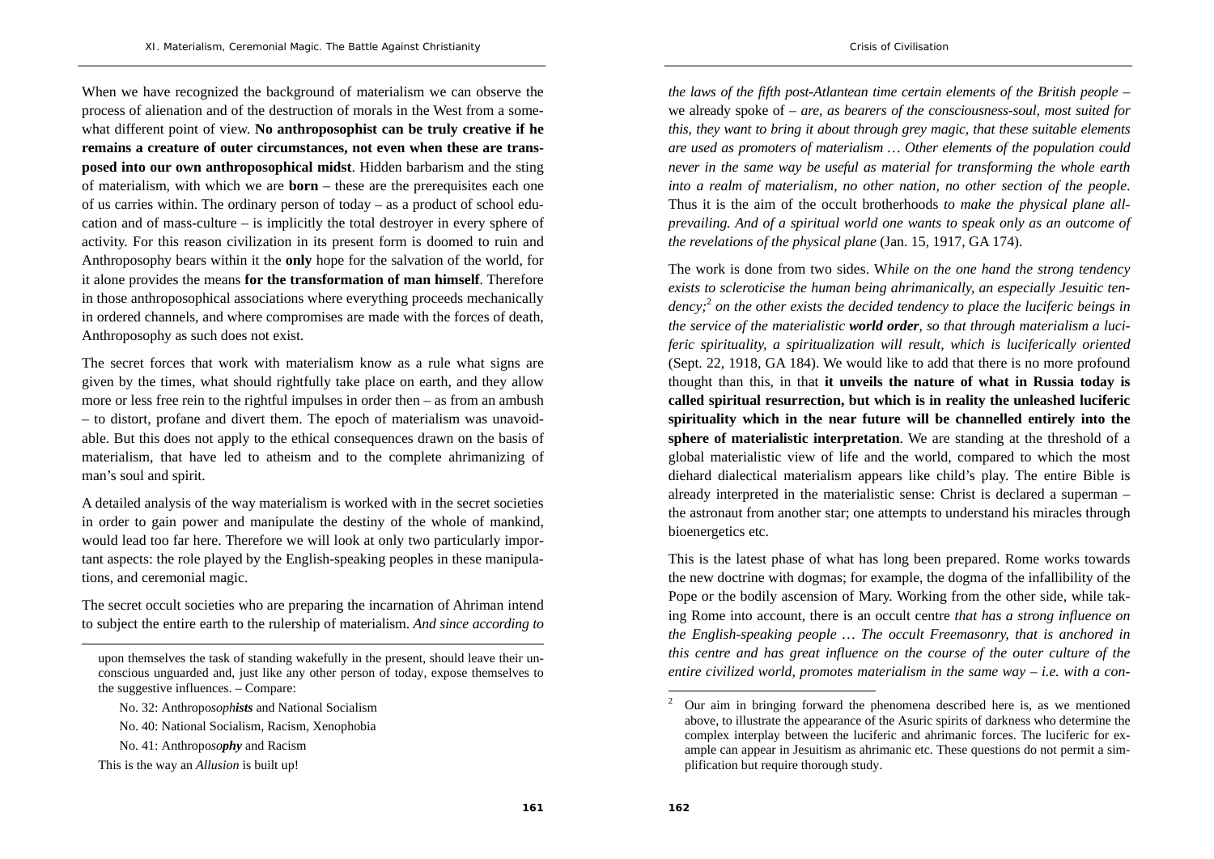When we have recognized the background of materialism we can observe the process of alienation and of the destruction of morals in the West from a somewhat different point of view. **No anthroposophist can be truly creative if he remains a creature of outer circumstances, not even when these are transposed into our own anthroposophical midst**. Hidden barbarism and the sting of materialism, with which we are **born** – these are the prerequisites each one of us carries within. The ordinary person of today – as a product of school education and of mass-culture – is implicitly the total destroyer in every sphere of activity. For this reason civilization in its present form is doomed to ruin and Anthroposophy bears within it the **only** hope for the salvation of the world, for it alone provides the means **for the transformation of man himself**. Therefore in those anthroposophical associations where everything proceeds mechanically in ordered channels, and where compromises are made with the forces of death, Anthroposophy as such does not exist.

The secret forces that work with materialism know as a rule what signs are given by the times, what should rightfully take place on earth, and they allow more or less free rein to the rightful impulses in order then – as from an ambush – to distort, profane and divert them. The epoch of materialism was unavoidable. But this does not apply to the ethical consequences drawn on the basis of materialism, that have led to atheism and to the complete ahrimanizing of man's soul and spirit.

A detailed analysis of the way materialism is worked with in the secret societies in order to gain power and manipulate the destiny of the whole of mankind, would lead too far here. Therefore we will look at only two particularly important aspects: the role played by the English-speaking peoples in these manipulations, and ceremonial magic.

The secret occult societies who are preparing the incarnation of Ahriman intend to subject the entire earth to the rulership of materialism. *And since according to the laws of the fifth post-Atlantean time certain elements of the British people* – we already spoke of – *are, as bearers of the consciousness-soul, most suited for this, they want to bring it about through grey magic, that these suitable elements are used as promoters of materialism … Other elements of the population could never in the same way be useful as material for transforming the whole earth into a realm of materialism, no other nation, no other section of the people*. Thus it is the aim of the occult brotherhoods *to make the physical plane all-prevailing. And of a spiritual world one wants to speak only as an outcome of the revelations of the physical plane* (Jan. 15, 1917, GA 174).

The work is done from two sides. W*hile on the one hand the strong tendency exists to scleroticise the human being ahrimanically, an especially Jesuitic tendency;*[2] *on the other exists the decided tendency to place the luciferic beings in the service of the materialistic **world order**, so that through materialism a luciferic spirituality, a spiritualization will result, which is luciferically oriented* (Sept. 22, 1918, GA 184). We would like to add that there is no more profound thought than this, in that **it unveils the nature of what in Russia today is called spiritual resurrection, but which is in reality the unleashed luciferic spirituality which in the near future will be channelled entirely into the sphere of materialistic interpretation**. We are standing at the threshold of a global materialistic view of life and the world, compared to which the most diehard dialectical materialism appears like child's play. The entire Bible is already interpreted in the materialistic sense: Christ is declared a superman – the astronaut from another star; one attempts to understand his miracles through bioenergetics etc.

This is the latest phase of what has long been prepared. Rome works towards the new doctrine with dogmas; for example, the dogma of the infallibility of the Pope or the bodily ascension of Mary. Working from the other side, while taking Rome into account, there is an occult centre *that has a strong influence on the English-speaking people … The occult Freemasonry, that is anchored in this centre and has great influence on the course of the outer culture of the entire civilized world, promotes materialism in the same way – i.e. with a con-*

---

upon themselves the task of standing wakefully in the present, should leave their unconscious unguarded and, just like any other person of today, expose themselves to the suggestive influences. – Compare:

No. 32: Anthropos*ophists* and National Socialism

No. 40: National Socialism, Racism, Xenophobia

No. 41: Anthropos*ophy* and Racism

This is the way an *Allusion* is built up!

[2] Our aim in bringing forward the phenomena described here is, as we mentioned above, to illustrate the appearance of the Asuric spirits of darkness who determine the complex interplay between the luciferic and ahrimanic forces. The luciferic for example can appear in Jesuitism as ahrimanic etc. These questions do not permit a simplification but require thorough study.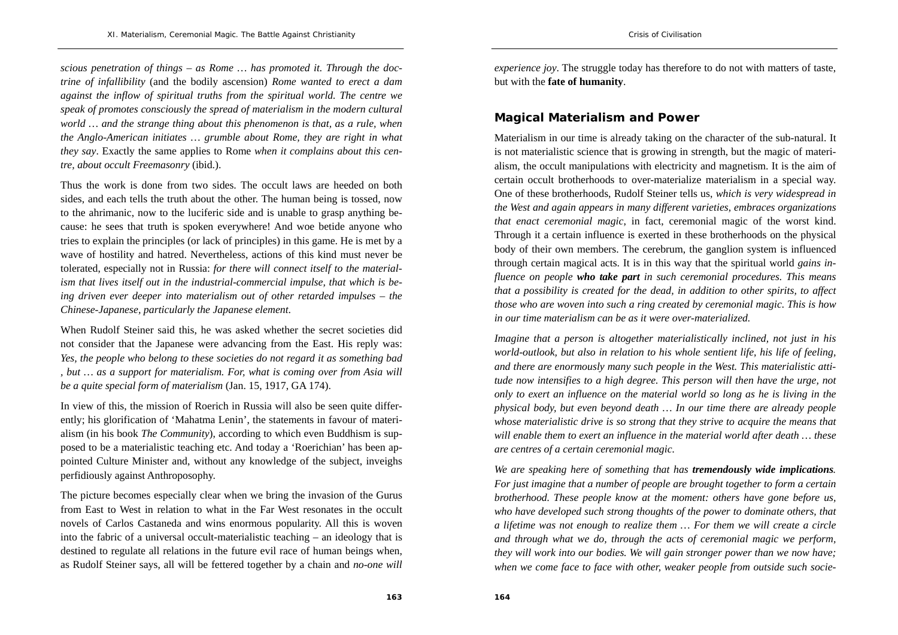*scious penetration of things – as Rome … has promoted it. Through the doctrine of infallibility* (and the bodily ascension) *Rome wanted to erect a dam against the inflow of spiritual truths from the spiritual world. The centre we speak of promotes consciously the spread of materialism in the modern cultural world … and the strange thing about this phenomenon is that, as a rule, when the Anglo-American initiates … grumble about Rome, they are right in what they say*. Exactly the same applies to Rome *when it complains about this centre, about occult Freemasonry* (ibid.).

Thus the work is done from two sides. The occult laws are heeded on both sides, and each tells the truth about the other. The human being is tossed, now to the ahrimanic, now to the luciferic side and is unable to grasp anything because: he sees that truth is spoken everywhere! And woe betide anyone who tries to explain the principles (or lack of principles) in this game. He is met by a wave of hostility and hatred. Nevertheless, actions of this kind must never be tolerated, especially not in Russia: *for there will connect itself to the materialism that lives itself out in the industrial-commercial impulse, that which is being driven ever deeper into materialism out of other retarded impulses – the Chinese-Japanese, particularly the Japanese element*.

When Rudolf Steiner said this, he was asked whether the secret societies did not consider that the Japanese were advancing from the East. His reply was: *Yes, the people who belong to these societies do not regard it as something bad , but … as a support for materialism. For, what is coming over from Asia will be a quite special form of materialism* (Jan. 15, 1917, GA 174).

In view of this, the mission of Roerich in Russia will also be seen quite differently; his glorification of 'Mahatma Lenin', the statements in favour of materialism (in his book *The Community*), according to which even Buddhism is supposed to be a materialistic teaching etc. And today a 'Roerichian' has been appointed Culture Minister and, without any knowledge of the subject, inveighs perfidiously against Anthroposophy.

The picture becomes especially clear when we bring the invasion of the Gurus from East to West in relation to what in the Far West resonates in the occult novels of Carlos Castaneda and wins enormous popularity. All this is woven into the fabric of a universal occult-materialistic teaching – an ideology that is destined to regulate all relations in the future evil race of human beings when, as Rudolf Steiner says, all will be fettered together by a chain and *no-one will experience joy*. The struggle today has therefore to do not with matters of taste, but with the **fate of humanity**.

## Magical Materialism and Power

Materialism in our time is already taking on the character of the sub-natural. It is not materialistic science that is growing in strength, but the magic of materialism, the occult manipulations with electricity and magnetism. It is the aim of certain occult brotherhoods to over-materialize materialism in a special way. One of these brotherhoods, Rudolf Steiner tells us, *which is very widespread in the West and again appears in many different varieties, embraces organizations that enact ceremonial magic*, in fact, ceremonial magic of the worst kind. Through it a certain influence is exerted in these brotherhoods on the physical body of their own members. The cerebrum, the ganglion system is influenced through certain magical acts. It is in this way that the spiritual world *gains influence on people* ***who take part*** *in such ceremonial procedures. This means that a possibility is created for the dead, in addition to other spirits, to affect those who are woven into such a ring created by ceremonial magic. This is how in our time materialism can be as it were over-materialized.*

*Imagine that a person is altogether materialistically inclined, not just in his world-outlook, but also in relation to his whole sentient life, his life of feeling, and there are enormously many such people in the West. This materialistic attitude now intensifies to a high degree. This person will then have the urge, not only to exert an influence on the material world so long as he is living in the physical body, but even beyond death … In our time there are already people whose materialistic drive is so strong that they strive to acquire the means that will enable them to exert an influence in the material world after death … these are centres of a certain ceremonial magic.*

*We are speaking here of something that has* ***tremendously wide implications****. For just imagine that a number of people are brought together to form a certain brotherhood. These people know at the moment: others have gone before us, who have developed such strong thoughts of the power to dominate others, that a lifetime was not enough to realize them … For them we will create a circle and through what we do, through the acts of ceremonial magic we perform, they will work into our bodies. We will gain stronger power than we now have; when we come face to face with other, weaker people from outside such socie-*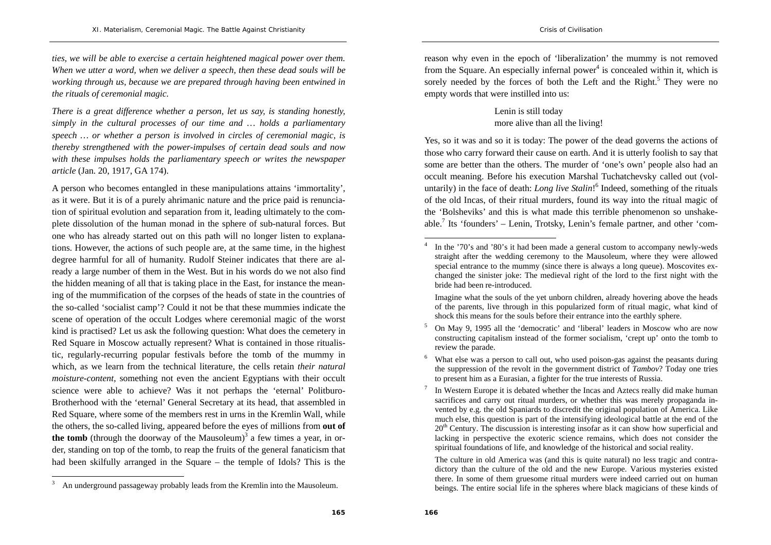*ties, we will be able to exercise a certain heightened magical power over them. When we utter a word, when we deliver a speech, then these dead souls will be working through us, because we are prepared through having been entwined in the rituals of ceremonial magic.*

*There is a great difference whether a person, let us say, is standing honestly, simply in the cultural processes of our time and … holds a parliamentary speech … or whether a person is involved in circles of ceremonial magic, is thereby strengthened with the power-impulses of certain dead souls and now with these impulses holds the parliamentary speech or writes the newspaper article* (Jan. 20, 1917, GA 174).

A person who becomes entangled in these manipulations attains 'immortality', as it were. But it is of a purely ahrimanic nature and the price paid is renunciation of spiritual evolution and separation from it, leading ultimately to the complete dissolution of the human monad in the sphere of sub-natural forces. But one who has already started out on this path will no longer listen to explanations. However, the actions of such people are, at the same time, in the highest degree harmful for all of humanity. Rudolf Steiner indicates that there are already a large number of them in the West. But in his words do we not also find the hidden meaning of all that is taking place in the East, for instance the meaning of the mummification of the corpses of the heads of state in the countries of the so-called 'socialist camp'? Could it not be that these mummies indicate the scene of operation of the occult Lodges where ceremonial magic of the worst kind is practised? Let us ask the following question: What does the cemetery in Red Square in Moscow actually represent? What is contained in those ritualistic, regularly-recurring popular festivals before the tomb of the mummy in which, as we learn from the technical literature, the cells retain *their natural moisture-content*, something not even the ancient Egyptians with their occult science were able to achieve? Was it not perhaps the 'eternal' Politburo-Brotherhood with the 'eternal' General Secretary at its head, that assembled in Red Square, where some of the members rest in urns in the Kremlin Wall, while the others, the so-called living, appeared before the eyes of millions from **out of the tomb** (through the doorway of the Mausoleum)[3] a few times a year, in order, standing on top of the tomb, to reap the fruits of the general fanaticism that had been skilfully arranged in the Square – the temple of Idols? This is the reason why even in the epoch of 'liberalization' the mummy is not removed from the Square. An especially infernal power[4] is concealed within it, which is sorely needed by the forces of both the Left and the Right.[5] They were no empty words that were instilled into us:

> Lenin is still today
> more alive than all the living!

Yes, so it was and so it is today: The power of the dead governs the actions of those who carry forward their cause on earth. And it is utterly foolish to say that some are better than the others. The murder of 'one's own' people also had an occult meaning. Before his execution Marshal Tuchatchevsky called out (voluntarily) in the face of death: *Long live Stalin*![6] Indeed, something of the rituals of the old Incas, of their ritual murders, found its way into the ritual magic of the 'Bolsheviks' and this is what made this terrible phenomenon so unshakeable.[7] Its 'founders' – Lenin, Trotsky, Lenin's female partner, and other 'com-

---

[3] An underground passageway probably leads from the Kremlin into the Mausoleum.

[4] In the '70's and '80's it had been made a general custom to accompany newly-weds straight after the wedding ceremony to the Mausoleum, where they were allowed special entrance to the mummy (since there is always a long queue). Moscovites exchanged the sinister joke: The medieval right of the lord to the first night with the bride had been re-introduced.

Imagine what the souls of the yet unborn children, already hovering above the heads of the parents, live through in this popularized form of ritual magic, what kind of shock this means for the souls before their entrance into the earthly sphere.

[5] On May 9, 1995 all the 'democratic' and 'liberal' leaders in Moscow who are now constructing capitalism instead of the former socialism, 'crept up' onto the tomb to review the parade.

[6] What else was a person to call out, who used poison-gas against the peasants during the suppression of the revolt in the government district of *Tambov*? Today one tries to present him as a Eurasian, a fighter for the true interests of Russia.

[7] In Western Europe it is debated whether the Incas and Aztecs really did make human sacrifices and carry out ritual murders, or whether this was merely propaganda invented by e.g. the old Spaniards to discredit the original population of America. Like much else, this question is part of the intensifying ideological battle at the end of the 20th Century. The discussion is interesting insofar as it can show how superficial and lacking in perspective the exoteric science remains, which does not consider the spiritual foundations of life, and knowledge of the historical and social reality.

The culture in old America was (and this is quite natural) no less tragic and contradictory than the culture of the old and the new Europe. Various mysteries existed there. In some of them gruesome ritual murders were indeed carried out on human beings. The entire social life in the spheres where black magicians of these kinds of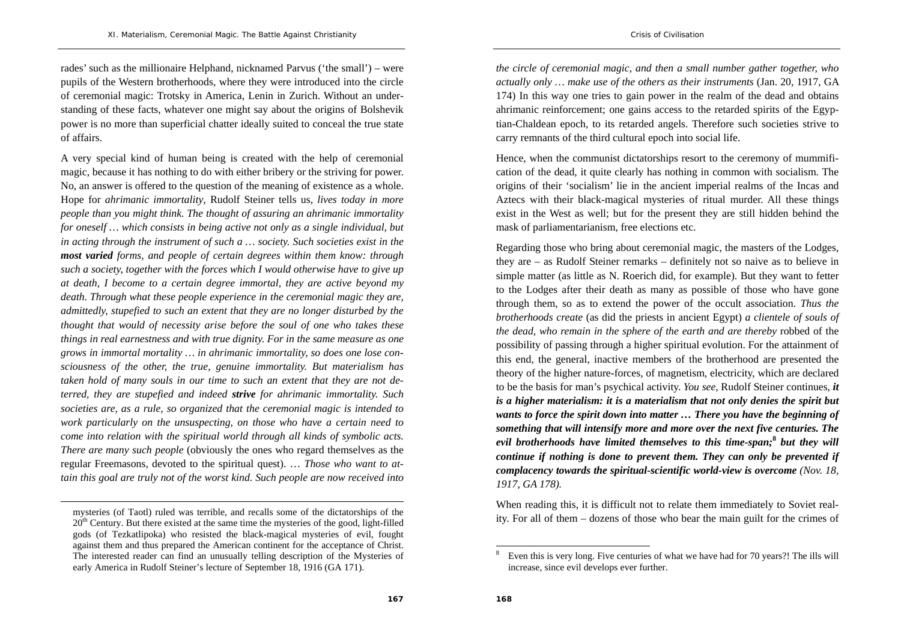rades' such as the millionaire Helphand, nicknamed Parvus ('the small') – were pupils of the Western brotherhoods, where they were introduced into the circle of ceremonial magic: Trotsky in America, Lenin in Zurich. Without an understanding of these facts, whatever one might say about the origins of Bolshevik power is no more than superficial chatter ideally suited to conceal the true state of affairs.

A very special kind of human being is created with the help of ceremonial magic, because it has nothing to do with either bribery or the striving for power. No, an answer is offered to the question of the meaning of existence as a whole. Hope for *ahrimanic immortality*, Rudolf Steiner tells us, *lives today in more people than you might think. The thought of assuring an ahrimanic immortality for oneself … which consists in being active not only as a single individual, but in acting through the instrument of such a … society. Such societies exist in the **most varied** forms, and people of certain degrees within them know: through such a society, together with the forces which I would otherwise have to give up at death, I become to a certain degree immortal, they are active beyond my death. Through what these people experience in the ceremonial magic they are, admittedly, stupefied to such an extent that they are no longer disturbed by the thought that would of necessity arise before the soul of one who takes these things in real earnestness and with true dignity. For in the same measure as one grows in immortal mortality … in ahrimanic immortality, so does one lose consciousness of the other, the true, genuine immortality. But materialism has taken hold of many souls in our time to such an extent that they are not deterred, they are stupefied and indeed **strive** for ahrimanic immortality. Such societies are, as a rule, so organized that the ceremonial magic is intended to work particularly on the unsuspecting, on those who have a certain need to come into relation with the spiritual world through all kinds of symbolic acts. There are many such people* (obviously the ones who regard themselves as the regular Freemasons, devoted to the spiritual quest). … *Those who want to attain this goal are truly not of the worst kind. Such people are now received into the circle of ceremonial magic, and then a small number gather together, who actually only … make use of the others as their instruments* (Jan. 20, 1917, GA 174) In this way one tries to gain power in the realm of the dead and obtains ahrimanic reinforcement; one gains access to the retarded spirits of the Egyptian-Chaldean epoch, to its retarded angels. Therefore such societies strive to carry remnants of the third cultural epoch into social life.

Hence, when the communist dictatorships resort to the ceremony of mummification of the dead, it quite clearly has nothing in common with socialism. The origins of their 'socialism' lie in the ancient imperial realms of the Incas and Aztecs with their black-magical mysteries of ritual murder. All these things exist in the West as well; but for the present they are still hidden behind the mask of parliamentarianism, free elections etc.

Regarding those who bring about ceremonial magic, the masters of the Lodges, they are – as Rudolf Steiner remarks – definitely not so naive as to believe in simple matter (as little as N. Roerich did, for example). But they want to fetter to the Lodges after their death as many as possible of those who have gone through them, so as to extend the power of the occult association. *Thus the brotherhoods create* (as did the priests in ancient Egypt) *a clientele of souls of the dead, who remain in the sphere of the earth and are thereby* robbed of the possibility of passing through a higher spiritual evolution. For the attainment of this end, the general, inactive members of the brotherhood are presented the theory of the higher nature-forces, of magnetism, electricity, which are declared to be the basis for man's psychical activity. *You see*, Rudolf Steiner continues, ***it is a higher materialism: it is a materialism that not only denies the spirit but wants to force the spirit down into matter … There you have the beginning of something that will intensify more and more over the next five centuries. The evil brotherhoods have limited themselves to this time-span;*[8] *but they will continue if nothing is done to prevent them. They can only be prevented if complacency towards the spiritual-scientific world-view is overcome*** *(Nov. 18, 1917, GA 178).*

When reading this, it is difficult not to relate them immediately to Soviet reality. For all of them – dozens of those who bear the main guilt for the crimes of

---

mysteries (of Taotl) ruled was terrible, and recalls some of the dictatorships of the 20th Century. But there existed at the same time the mysteries of the good, light-filled gods (of Tezkatlipoka) who resisted the black-magical mysteries of evil, fought against them and thus prepared the American continent for the acceptance of Christ. The interested reader can find an unusually telling description of the Mysteries of early America in Rudolf Steiner's lecture of September 18, 1916 (GA 171).

[8] Even this is very long. Five centuries of what we have had for 70 years?! The ills will increase, since evil develops ever further.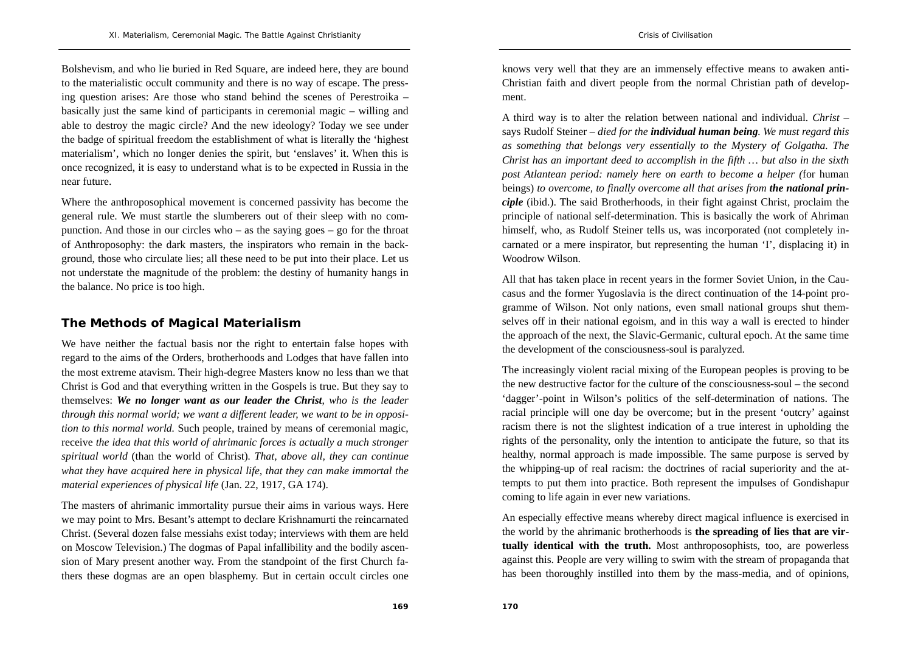Bolshevism, and who lie buried in Red Square, are indeed here, they are bound to the materialistic occult community and there is no way of escape. The pressing question arises: Are those who stand behind the scenes of Perestroika – basically just the same kind of participants in ceremonial magic – willing and able to destroy the magic circle? And the new ideology? Today we see under the badge of spiritual freedom the establishment of what is literally the 'highest materialism', which no longer denies the spirit, but 'enslaves' it. When this is once recognized, it is easy to understand what is to be expected in Russia in the near future.

Where the anthroposophical movement is concerned passivity has become the general rule. We must startle the slumberers out of their sleep with no compunction. And those in our circles who – as the saying goes – go for the throat of Anthroposophy: the dark masters, the inspirators who remain in the background, those who circulate lies; all these need to be put into their place. Let us not understate the magnitude of the problem: the destiny of humanity hangs in the balance. No price is too high.

## The Methods of Magical Materialism

We have neither the factual basis nor the right to entertain false hopes with regard to the aims of the Orders, brotherhoods and Lodges that have fallen into the most extreme atavism. Their high-degree Masters know no less than we that Christ is God and that everything written in the Gospels is true. But they say to themselves: ***We no longer want as our leader the Christ****, who is the leader through this normal world; we want a different leader, we want to be in opposition to this normal world.* Such people, trained by means of ceremonial magic, receive *the idea that this world of ahrimanic forces is actually a much stronger spiritual world* (than the world of Christ)*. That, above all, they can continue what they have acquired here in physical life, that they can make immortal the material experiences of physical life* (Jan. 22, 1917, GA 174).

The masters of ahrimanic immortality pursue their aims in various ways. Here we may point to Mrs. Besant's attempt to declare Krishnamurti the reincarnated Christ. (Several dozen false messiahs exist today; interviews with them are held on Moscow Television.) The dogmas of Papal infallibility and the bodily ascension of Mary present another way. From the standpoint of the first Church fathers these dogmas are an open blasphemy. But in certain occult circles one knows very well that they are an immensely effective means to awaken anti-Christian faith and divert people from the normal Christian path of development.

A third way is to alter the relation between national and individual. *Christ* – says Rudolf Steiner – *died for the* ***individual human being****. We must regard this as something that belongs very essentially to the Mystery of Golgatha. The Christ has an important deed to accomplish in the fifth … but also in the sixth post Atlantean period: namely here on earth to become a helper (*for human beings) *to overcome, to finally overcome all that arises from* ***the national principle*** (ibid.). The said Brotherhoods, in their fight against Christ, proclaim the principle of national self-determination. This is basically the work of Ahriman himself, who, as Rudolf Steiner tells us, was incorporated (not completely incarnated or a mere inspirator, but representing the human 'I', displacing it) in Woodrow Wilson.

All that has taken place in recent years in the former Soviet Union, in the Caucasus and the former Yugoslavia is the direct continuation of the 14-point programme of Wilson. Not only nations, even small national groups shut themselves off in their national egoism, and in this way a wall is erected to hinder the approach of the next, the Slavic-Germanic, cultural epoch. At the same time the development of the consciousness-soul is paralyzed.

The increasingly violent racial mixing of the European peoples is proving to be the new destructive factor for the culture of the consciousness-soul – the second 'dagger'-point in Wilson's politics of the self-determination of nations. The racial principle will one day be overcome; but in the present 'outcry' against racism there is not the slightest indication of a true interest in upholding the rights of the personality, only the intention to anticipate the future, so that its healthy, normal approach is made impossible. The same purpose is served by the whipping-up of real racism: the doctrines of racial superiority and the attempts to put them into practice. Both represent the impulses of Gondishapur coming to life again in ever new variations.

An especially effective means whereby direct magical influence is exercised in the world by the ahrimanic brotherhoods is **the spreading of lies that are virtually identical with the truth.** Most anthroposophists, too, are powerless against this. People are very willing to swim with the stream of propaganda that has been thoroughly instilled into them by the mass-media, and of opinions,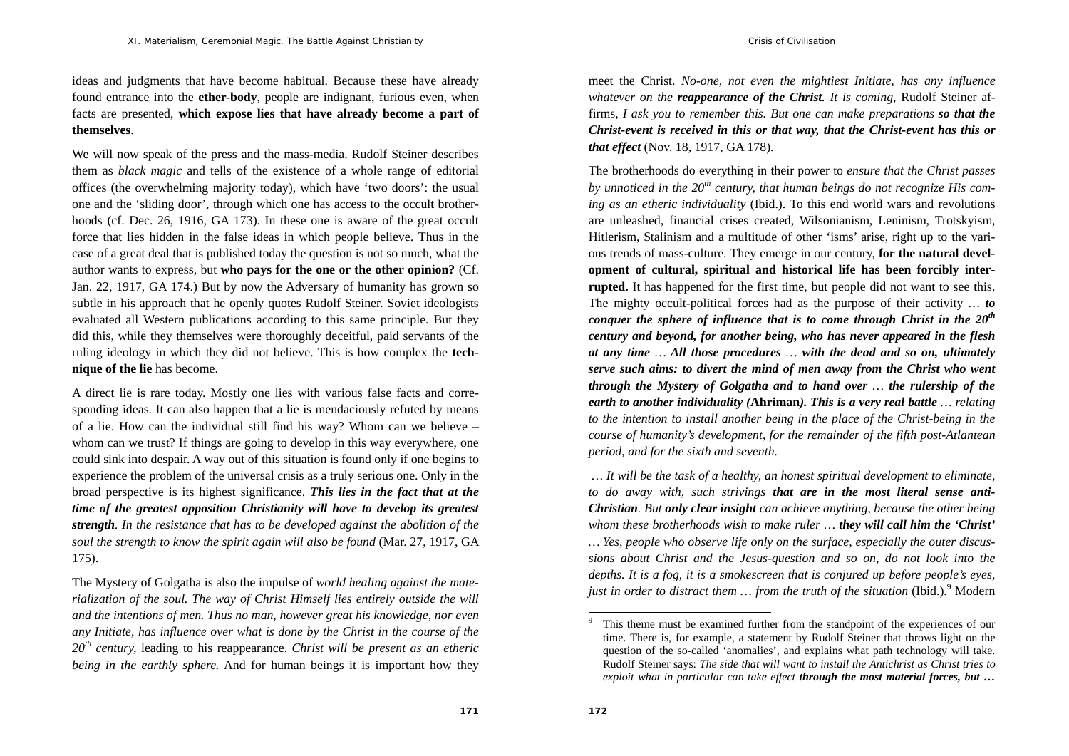ideas and judgments that have become habitual. Because these have already found entrance into the **ether-body**, people are indignant, furious even, when facts are presented, **which expose lies that have already become a part of themselves**.

We will now speak of the press and the mass-media. Rudolf Steiner describes them as *black magic* and tells of the existence of a whole range of editorial offices (the overwhelming majority today), which have 'two doors': the usual one and the 'sliding door', through which one has access to the occult brotherhoods (cf. Dec. 26, 1916, GA 173). In these one is aware of the great occult force that lies hidden in the false ideas in which people believe. Thus in the case of a great deal that is published today the question is not so much, what the author wants to express, but **who pays for the one or the other opinion?** (Cf. Jan. 22, 1917, GA 174.) But by now the Adversary of humanity has grown so subtle in his approach that he openly quotes Rudolf Steiner. Soviet ideologists evaluated all Western publications according to this same principle. But they did this, while they themselves were thoroughly deceitful, paid servants of the ruling ideology in which they did not believe. This is how complex the **technique of the lie** has become.

A direct lie is rare today. Mostly one lies with various false facts and corresponding ideas. It can also happen that a lie is mendaciously refuted by means of a lie. How can the individual still find his way? Whom can we believe – whom can we trust? If things are going to develop in this way everywhere, one could sink into despair. A way out of this situation is found only if one begins to experience the problem of the universal crisis as a truly serious one. Only in the broad perspective is its highest significance. ***This lies in the fact that at the time of the greatest opposition Christianity will have to develop its greatest strength****. In the resistance that has to be developed against the abolition of the soul the strength to know the spirit again will also be found* (Mar. 27, 1917, GA 175).

The Mystery of Golgatha is also the impulse of *world healing against the materialization of the soul. The way of Christ Himself lies entirely outside the will and the intentions of men. Thus no man, however great his knowledge, nor even any Initiate, has influence over what is done by the Christ in the course of the 20th century,* leading to his reappearance. *Christ will be present as an etheric being in the earthly sphere.* And for human beings it is important how they meet the Christ. *No-one, not even the mightiest Initiate, has any influence whatever on the **reappearance of the Christ**. It is coming,* Rudolf Steiner affirms, *I ask you to remember this. But one can make preparations **so that the Christ-event is received in this or that way, that the Christ-event has this or that effect*** (Nov. 18, 1917, GA 178).

The brotherhoods do everything in their power to *ensure that the Christ passes by unnoticed in the 20th century, that human beings do not recognize His coming as an etheric individuality* (Ibid.). To this end world wars and revolutions are unleashed, financial crises created, Wilsonianism, Leninism, Trotskyism, Hitlerism, Stalinism and a multitude of other 'isms' arise, right up to the various trends of mass-culture. They emerge in our century, **for the natural development of cultural, spiritual and historical life has been forcibly interrupted.** It has happened for the first time, but people did not want to see this. The mighty occult-political forces had as the purpose of their activity … ***to conquer the sphere of influence that is to come through Christ in the 20th century and beyond, for another being, who has never appeared in the flesh at any time** … **All those procedures** … **with the dead and so on, ultimately serve such aims: to divert the mind of men away from the Christ who went through the Mystery of Golgatha and to hand over** … **the rulership of the earth to another individuality (**Ahriman**). This is a very real battle** … relating to the intention to install another being in the place of the Christ-being in the course of humanity's development, for the remainder of the fifth post-Atlantean period, and for the sixth and seventh.*

*… It will be the task of a healthy, an honest spiritual development to eliminate, to do away with, such strivings **that are in the most literal sense anti-Christian**. But **only clear insight** can achieve anything, because the other being whom these brotherhoods wish to make ruler … **they will call him the 'Christ'** … Yes, people who observe life only on the surface, especially the outer discussions about Christ and the Jesus-question and so on, do not look into the depths. It is a fog, it is a smokescreen that is conjured up before people's eyes, just in order to distract them … from the truth of the situation* (Ibid.).[9] Modern

---

[9] This theme must be examined further from the standpoint of the experiences of our time. There is, for example, a statement by Rudolf Steiner that throws light on the question of the so-called 'anomalies', and explains what path technology will take. Rudolf Steiner says: *The side that will want to install the Antichrist as Christ tries to exploit what in particular can take effect **through the most material forces, but …***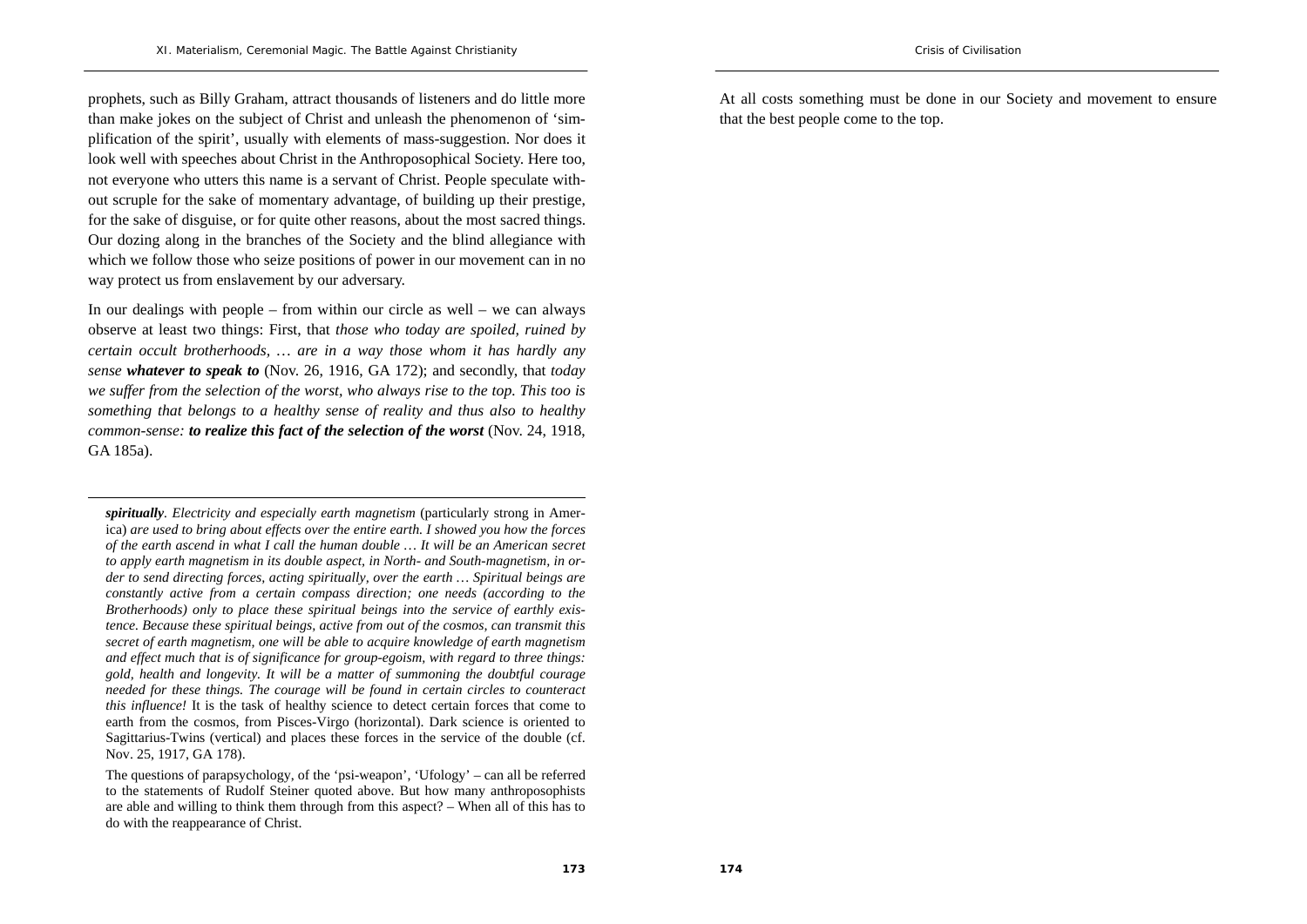prophets, such as Billy Graham, attract thousands of listeners and do little more than make jokes on the subject of Christ and unleash the phenomenon of 'simplification of the spirit', usually with elements of mass-suggestion. Nor does it look well with speeches about Christ in the Anthroposophical Society. Here too, not everyone who utters this name is a servant of Christ. People speculate without scruple for the sake of momentary advantage, of building up their prestige, for the sake of disguise, or for quite other reasons, about the most sacred things. Our dozing along in the branches of the Society and the blind allegiance with which we follow those who seize positions of power in our movement can in no way protect us from enslavement by our adversary.

In our dealings with people – from within our circle as well – we can always observe at least two things: First, that *those who today are spoiled, ruined by certain occult brotherhoods, … are in a way those whom it has hardly any sense **whatever to speak to*** (Nov. 26, 1916, GA 172); and secondly, that *today we suffer from the selection of the worst, who always rise to the top. This too is something that belongs to a healthy sense of reality and thus also to healthy common-sense: **to realize this fact of the selection of the worst*** (Nov. 24, 1918, GA 185a).

---

***spiritually**. Electricity and especially earth magnetism* (particularly strong in America) *are used to bring about effects over the entire earth. I showed you how the forces of the earth ascend in what I call the human double … It will be an American secret to apply earth magnetism in its double aspect, in North- and South-magnetism, in order to send directing forces, acting spiritually, over the earth … Spiritual beings are constantly active from a certain compass direction; one needs (according to the Brotherhoods) only to place these spiritual beings into the service of earthly existence. Because these spiritual beings, active from out of the cosmos, can transmit this secret of earth magnetism, one will be able to acquire knowledge of earth magnetism and effect much that is of significance for group-egoism, with regard to three things: gold, health and longevity. It will be a matter of summoning the doubtful courage needed for these things. The courage will be found in certain circles to counteract this influence!* It is the task of healthy science to detect certain forces that come to earth from the cosmos, from Pisces-Virgo (horizontal). Dark science is oriented to Sagittarius-Twins (vertical) and places these forces in the service of the double (cf. Nov. 25, 1917, GA 178).

The questions of parapsychology, of the 'psi-weapon', 'Ufology' – can all be referred to the statements of Rudolf Steiner quoted above. But how many anthroposophists are able and willing to think them through from this aspect? – When all of this has to do with the reappearance of Christ.

At all costs something must be done in our Society and movement to ensure that the best people come to the top.